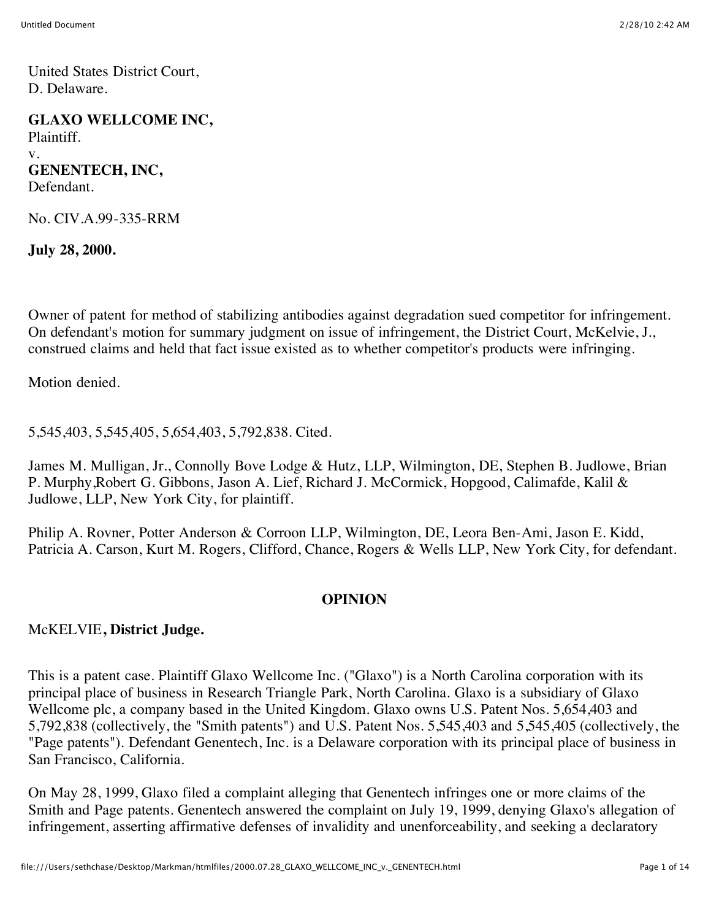United States District Court,
D. Delaware.

**GLAXO WELLCOME INC,**
Plaintiff.
v.
**GENENTECH, INC,**
Defendant.

No. CIV.A.99-335-RRM

**July 28, 2000.**

Owner of patent for method of stabilizing antibodies against degradation sued competitor for infringement. On defendant's motion for summary judgment on issue of infringement, the District Court, McKelvie, J., construed claims and held that fact issue existed as to whether competitor's products were infringing.

Motion denied.

5,545,403, 5,545,405, 5,654,403, 5,792,838. Cited.

James M. Mulligan, Jr., Connolly Bove Lodge & Hutz, LLP, Wilmington, DE, Stephen B. Judlowe, Brian P. Murphy,Robert G. Gibbons, Jason A. Lief, Richard J. McCormick, Hopgood, Calimafde, Kalil & Judlowe, LLP, New York City, for plaintiff.

Philip A. Rovner, Potter Anderson & Corroon LLP, Wilmington, DE, Leora Ben-Ami, Jason E. Kidd, Patricia A. Carson, Kurt M. Rogers, Clifford, Chance, Rogers & Wells LLP, New York City, for defendant.

## OPINION

McKELVIE**, District Judge.**

This is a patent case. Plaintiff Glaxo Wellcome Inc. ("Glaxo") is a North Carolina corporation with its principal place of business in Research Triangle Park, North Carolina. Glaxo is a subsidiary of Glaxo Wellcome plc, a company based in the United Kingdom. Glaxo owns U.S. Patent Nos. 5,654,403 and 5,792,838 (collectively, the "Smith patents") and U.S. Patent Nos. 5,545,403 and 5,545,405 (collectively, the "Page patents"). Defendant Genentech, Inc. is a Delaware corporation with its principal place of business in San Francisco, California.

On May 28, 1999, Glaxo filed a complaint alleging that Genentech infringes one or more claims of the Smith and Page patents. Genentech answered the complaint on July 19, 1999, denying Glaxo's allegation of infringement, asserting affirmative defenses of invalidity and unenforceability, and seeking a declaratory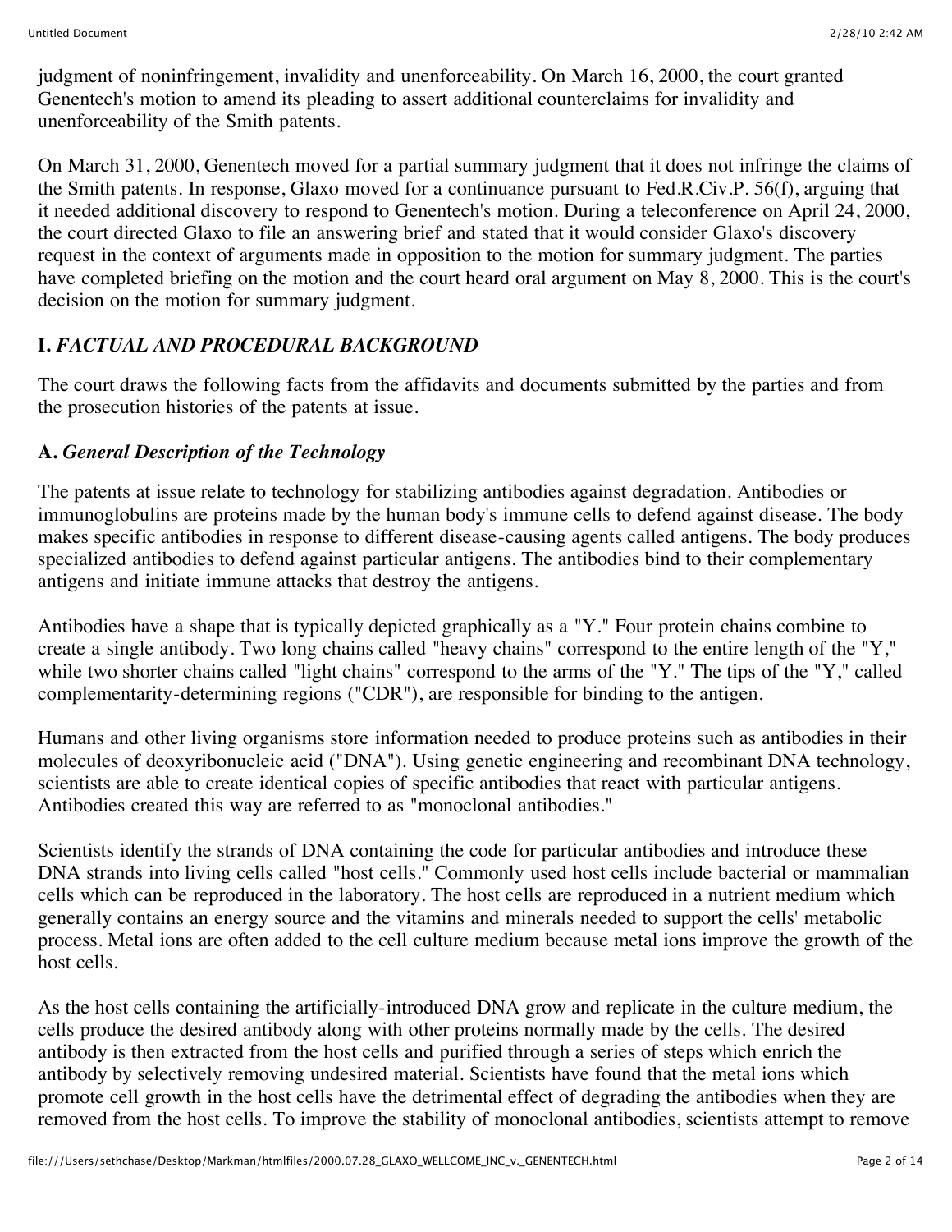judgment of noninfringement, invalidity and unenforceability. On March 16, 2000, the court granted Genentech's motion to amend its pleading to assert additional counterclaims for invalidity and unenforceability of the Smith patents.

On March 31, 2000, Genentech moved for a partial summary judgment that it does not infringe the claims of the Smith patents. In response, Glaxo moved for a continuance pursuant to Fed.R.Civ.P. 56(f), arguing that it needed additional discovery to respond to Genentech's motion. During a teleconference on April 24, 2000, the court directed Glaxo to file an answering brief and stated that it would consider Glaxo's discovery request in the context of arguments made in opposition to the motion for summary judgment. The parties have completed briefing on the motion and the court heard oral argument on May 8, 2000. This is the court's decision on the motion for summary judgment.

## I. *FACTUAL AND PROCEDURAL BACKGROUND*

The court draws the following facts from the affidavits and documents submitted by the parties and from the prosecution histories of the patents at issue.

### A. *General Description of the Technology*

The patents at issue relate to technology for stabilizing antibodies against degradation. Antibodies or immunoglobulins are proteins made by the human body's immune cells to defend against disease. The body makes specific antibodies in response to different disease-causing agents called antigens. The body produces specialized antibodies to defend against particular antigens. The antibodies bind to their complementary antigens and initiate immune attacks that destroy the antigens.

Antibodies have a shape that is typically depicted graphically as a "Y." Four protein chains combine to create a single antibody. Two long chains called "heavy chains" correspond to the entire length of the "Y," while two shorter chains called "light chains" correspond to the arms of the "Y." The tips of the "Y," called complementarity-determining regions ("CDR"), are responsible for binding to the antigen.

Humans and other living organisms store information needed to produce proteins such as antibodies in their molecules of deoxyribonucleic acid ("DNA"). Using genetic engineering and recombinant DNA technology, scientists are able to create identical copies of specific antibodies that react with particular antigens. Antibodies created this way are referred to as "monoclonal antibodies."

Scientists identify the strands of DNA containing the code for particular antibodies and introduce these DNA strands into living cells called "host cells." Commonly used host cells include bacterial or mammalian cells which can be reproduced in the laboratory. The host cells are reproduced in a nutrient medium which generally contains an energy source and the vitamins and minerals needed to support the cells' metabolic process. Metal ions are often added to the cell culture medium because metal ions improve the growth of the host cells.

As the host cells containing the artificially-introduced DNA grow and replicate in the culture medium, the cells produce the desired antibody along with other proteins normally made by the cells. The desired antibody is then extracted from the host cells and purified through a series of steps which enrich the antibody by selectively removing undesired material. Scientists have found that the metal ions which promote cell growth in the host cells have the detrimental effect of degrading the antibodies when they are removed from the host cells. To improve the stability of monoclonal antibodies, scientists attempt to remove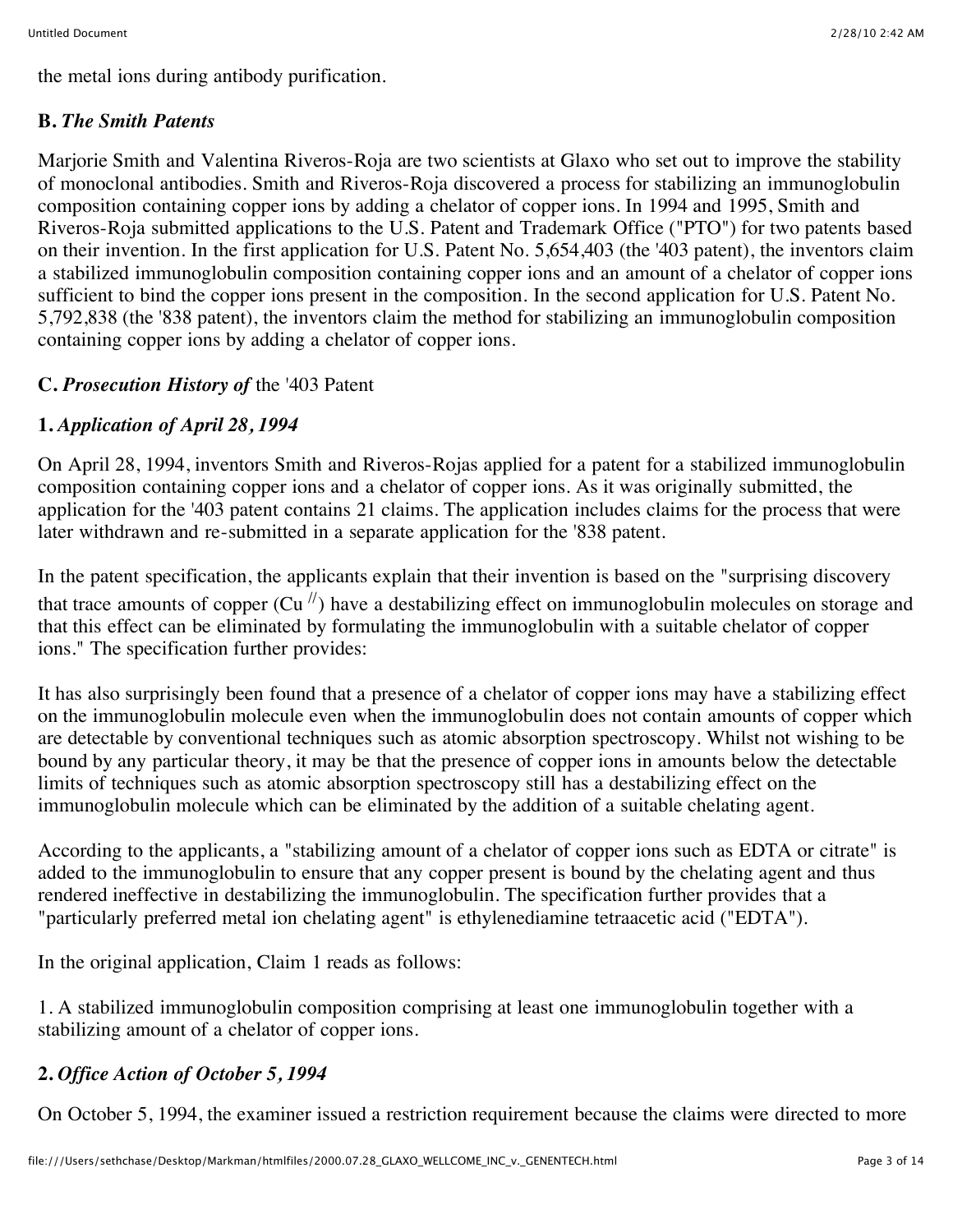the metal ions during antibody purification.

### B. *The Smith Patents*

Marjorie Smith and Valentina Riveros-Roja are two scientists at Glaxo who set out to improve the stability of monoclonal antibodies. Smith and Riveros-Roja discovered a process for stabilizing an immunoglobulin composition containing copper ions by adding a chelator of copper ions. In 1994 and 1995, Smith and Riveros-Roja submitted applications to the U.S. Patent and Trademark Office ("PTO") for two patents based on their invention. In the first application for U.S. Patent No. 5,654,403 (the '403 patent), the inventors claim a stabilized immunoglobulin composition containing copper ions and an amount of a chelator of copper ions sufficient to bind the copper ions present in the composition. In the second application for U.S. Patent No. 5,792,838 (the '838 patent), the inventors claim the method for stabilizing an immunoglobulin composition containing copper ions by adding a chelator of copper ions.

### C. *Prosecution History of* the '403 Patent

#### 1. *Application of April 28, 1994*

On April 28, 1994, inventors Smith and Riveros-Rojas applied for a patent for a stabilized immunoglobulin composition containing copper ions and a chelator of copper ions. As it was originally submitted, the application for the '403 patent contains 21 claims. The application includes claims for the process that were later withdrawn and re-submitted in a separate application for the '838 patent.

In the patent specification, the applicants explain that their invention is based on the "surprising discovery that trace amounts of copper ($Cu^{//}$) have a destabilizing effect on immunoglobulin molecules on storage and that this effect can be eliminated by formulating the immunoglobulin with a suitable chelator of copper ions." The specification further provides:

It has also surprisingly been found that a presence of a chelator of copper ions may have a stabilizing effect on the immunoglobulin molecule even when the immunoglobulin does not contain amounts of copper which are detectable by conventional techniques such as atomic absorption spectroscopy. Whilst not wishing to be bound by any particular theory, it may be that the presence of copper ions in amounts below the detectable limits of techniques such as atomic absorption spectroscopy still has a destabilizing effect on the immunoglobulin molecule which can be eliminated by the addition of a suitable chelating agent.

According to the applicants, a "stabilizing amount of a chelator of copper ions such as EDTA or citrate" is added to the immunoglobulin to ensure that any copper present is bound by the chelating agent and thus rendered ineffective in destabilizing the immunoglobulin. The specification further provides that a "particularly preferred metal ion chelating agent" is ethylenediamine tetraacetic acid ("EDTA").

In the original application, Claim 1 reads as follows:

1. A stabilized immunoglobulin composition comprising at least one immunoglobulin together with a stabilizing amount of a chelator of copper ions.

#### 2. *Office Action of October 5, 1994*

On October 5, 1994, the examiner issued a restriction requirement because the claims were directed to more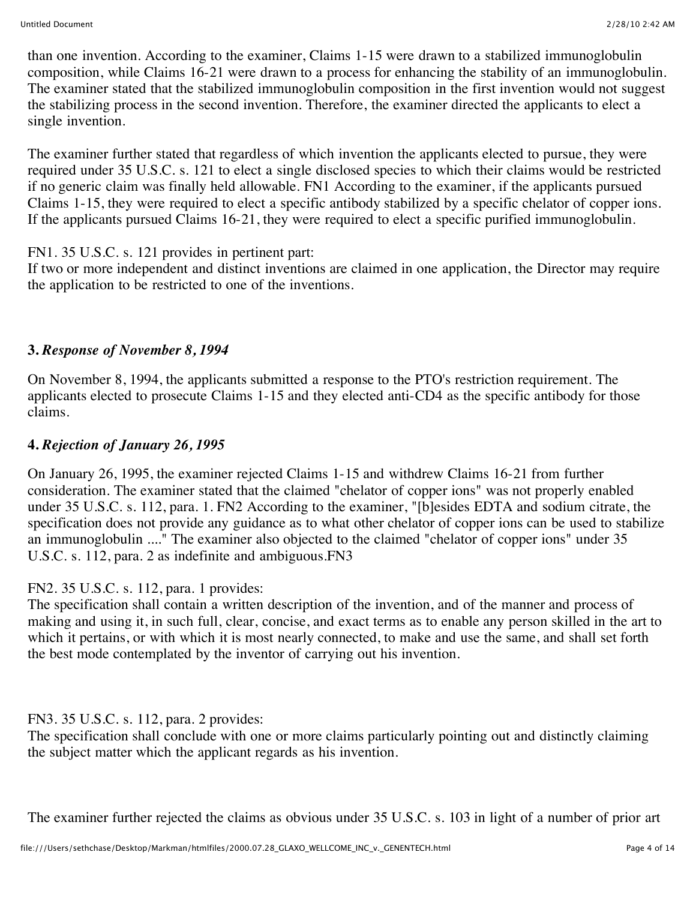than one invention. According to the examiner, Claims 1-15 were drawn to a stabilized immunoglobulin composition, while Claims 16-21 were drawn to a process for enhancing the stability of an immunoglobulin. The examiner stated that the stabilized immunoglobulin composition in the first invention would not suggest the stabilizing process in the second invention. Therefore, the examiner directed the applicants to elect a single invention.

The examiner further stated that regardless of which invention the applicants elected to pursue, they were required under 35 U.S.C. s. 121 to elect a single disclosed species to which their claims would be restricted if no generic claim was finally held allowable. FN1 According to the examiner, if the applicants pursued Claims 1-15, they were required to elect a specific antibody stabilized by a specific chelator of copper ions. If the applicants pursued Claims 16-21, they were required to elect a specific purified immunoglobulin.

FN1. 35 U.S.C. s. 121 provides in pertinent part:
If two or more independent and distinct inventions are claimed in one application, the Director may require the application to be restricted to one of the inventions.

**3.** ***Response of November 8, 1994***

On November 8, 1994, the applicants submitted a response to the PTO's restriction requirement. The applicants elected to prosecute Claims 1-15 and they elected anti-CD4 as the specific antibody for those claims.

**4.** ***Rejection of January 26, 1995***

On January 26, 1995, the examiner rejected Claims 1-15 and withdrew Claims 16-21 from further consideration. The examiner stated that the claimed "chelator of copper ions" was not properly enabled under 35 U.S.C. s. 112, para. 1. FN2 According to the examiner, "[b]esides EDTA and sodium citrate, the specification does not provide any guidance as to what other chelator of copper ions can be used to stabilize an immunoglobulin ...." The examiner also objected to the claimed "chelator of copper ions" under 35 U.S.C. s. 112, para. 2 as indefinite and ambiguous.FN3

FN2. 35 U.S.C. s. 112, para. 1 provides:
The specification shall contain a written description of the invention, and of the manner and process of making and using it, in such full, clear, concise, and exact terms as to enable any person skilled in the art to which it pertains, or with which it is most nearly connected, to make and use the same, and shall set forth the best mode contemplated by the inventor of carrying out his invention.

FN3. 35 U.S.C. s. 112, para. 2 provides:
The specification shall conclude with one or more claims particularly pointing out and distinctly claiming the subject matter which the applicant regards as his invention.

The examiner further rejected the claims as obvious under 35 U.S.C. s. 103 in light of a number of prior art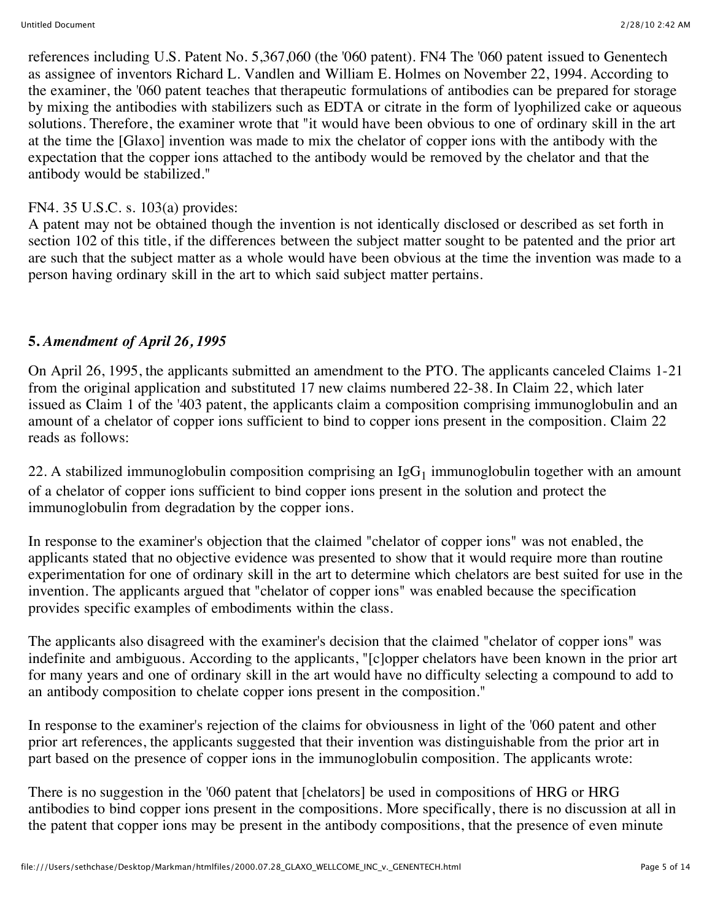references including U.S. Patent No. 5,367,060 (the '060 patent). FN4 The '060 patent issued to Genentech as assignee of inventors Richard L. Vandlen and William E. Holmes on November 22, 1994. According to the examiner, the '060 patent teaches that therapeutic formulations of antibodies can be prepared for storage by mixing the antibodies with stabilizers such as EDTA or citrate in the form of lyophilized cake or aqueous solutions. Therefore, the examiner wrote that "it would have been obvious to one of ordinary skill in the art at the time the [Glaxo] invention was made to mix the chelator of copper ions with the antibody with the expectation that the copper ions attached to the antibody would be removed by the chelator and that the antibody would be stabilized."

FN4. 35 U.S.C. s. 103(a) provides:
A patent may not be obtained though the invention is not identically disclosed or described as set forth in section 102 of this title, if the differences between the subject matter sought to be patented and the prior art are such that the subject matter as a whole would have been obvious at the time the invention was made to a person having ordinary skill in the art to which said subject matter pertains.

**5.** ***Amendment of April 26, 1995***

On April 26, 1995, the applicants submitted an amendment to the PTO. The applicants canceled Claims 1-21 from the original application and substituted 17 new claims numbered 22-38. In Claim 22, which later issued as Claim 1 of the '403 patent, the applicants claim a composition comprising immunoglobulin and an amount of a chelator of copper ions sufficient to bind to copper ions present in the composition. Claim 22 reads as follows:

22. A stabilized immunoglobulin composition comprising an $IgG_1$ immunoglobulin together with an amount of a chelator of copper ions sufficient to bind copper ions present in the solution and protect the immunoglobulin from degradation by the copper ions.

In response to the examiner's objection that the claimed "chelator of copper ions" was not enabled, the applicants stated that no objective evidence was presented to show that it would require more than routine experimentation for one of ordinary skill in the art to determine which chelators are best suited for use in the invention. The applicants argued that "chelator of copper ions" was enabled because the specification provides specific examples of embodiments within the class.

The applicants also disagreed with the examiner's decision that the claimed "chelator of copper ions" was indefinite and ambiguous. According to the applicants, "[c]opper chelators have been known in the prior art for many years and one of ordinary skill in the art would have no difficulty selecting a compound to add to an antibody composition to chelate copper ions present in the composition."

In response to the examiner's rejection of the claims for obviousness in light of the '060 patent and other prior art references, the applicants suggested that their invention was distinguishable from the prior art in part based on the presence of copper ions in the immunoglobulin composition. The applicants wrote:

There is no suggestion in the '060 patent that [chelators] be used in compositions of HRG or HRG antibodies to bind copper ions present in the compositions. More specifically, there is no discussion at all in the patent that copper ions may be present in the antibody compositions, that the presence of even minute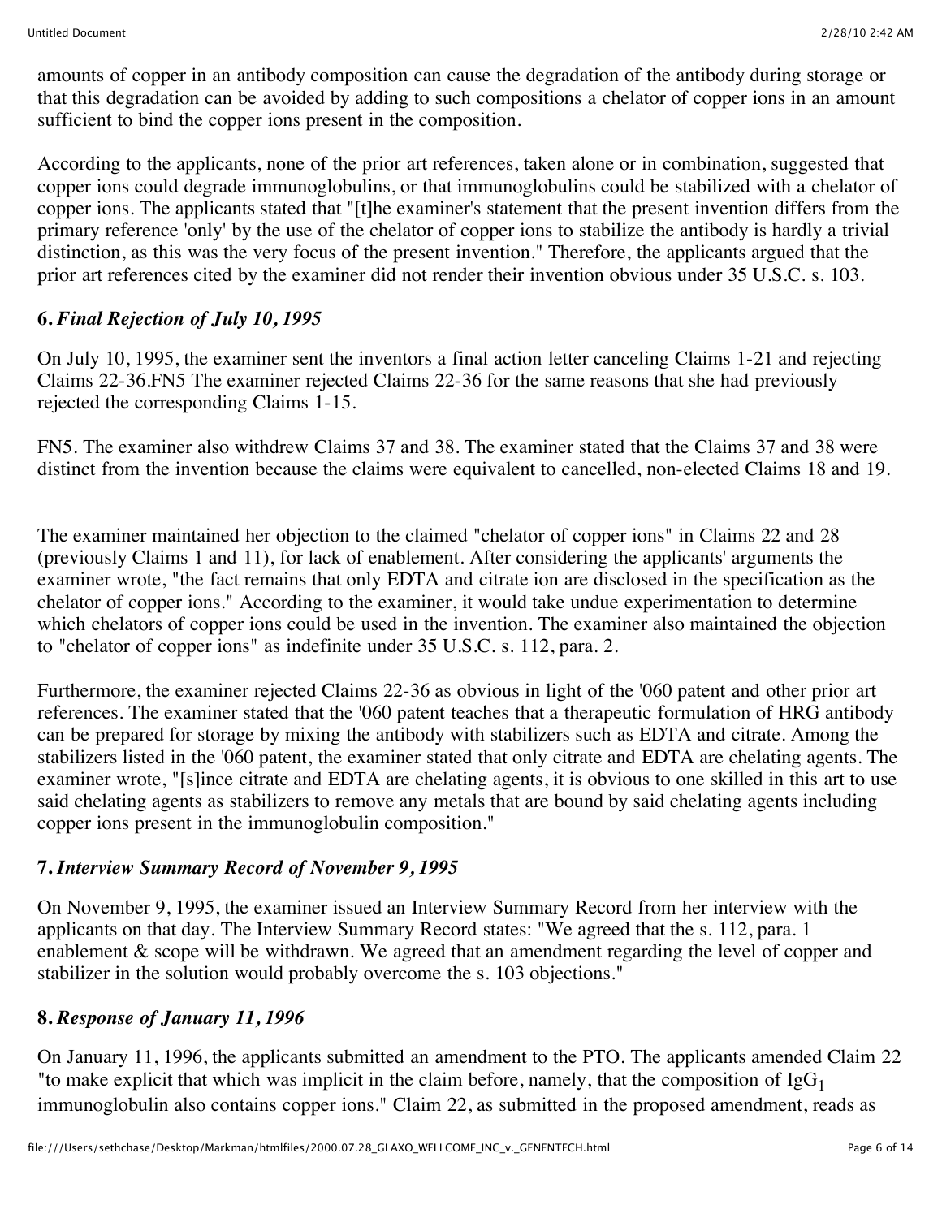amounts of copper in an antibody composition can cause the degradation of the antibody during storage or that this degradation can be avoided by adding to such compositions a chelator of copper ions in an amount sufficient to bind the copper ions present in the composition.

According to the applicants, none of the prior art references, taken alone or in combination, suggested that copper ions could degrade immunoglobulins, or that immunoglobulins could be stabilized with a chelator of copper ions. The applicants stated that "[t]he examiner's statement that the present invention differs from the primary reference 'only' by the use of the chelator of copper ions to stabilize the antibody is hardly a trivial distinction, as this was the very focus of the present invention." Therefore, the applicants argued that the prior art references cited by the examiner did not render their invention obvious under 35 U.S.C. s. 103.

### 6. *Final Rejection of July 10, 1995*

On July 10, 1995, the examiner sent the inventors a final action letter canceling Claims 1-21 and rejecting Claims 22-36.FN5 The examiner rejected Claims 22-36 for the same reasons that she had previously rejected the corresponding Claims 1-15.

FN5. The examiner also withdrew Claims 37 and 38. The examiner stated that the Claims 37 and 38 were distinct from the invention because the claims were equivalent to cancelled, non-elected Claims 18 and 19.

The examiner maintained her objection to the claimed "chelator of copper ions" in Claims 22 and 28 (previously Claims 1 and 11), for lack of enablement. After considering the applicants' arguments the examiner wrote, "the fact remains that only EDTA and citrate ion are disclosed in the specification as the chelator of copper ions." According to the examiner, it would take undue experimentation to determine which chelators of copper ions could be used in the invention. The examiner also maintained the objection to "chelator of copper ions" as indefinite under 35 U.S.C. s. 112, para. 2.

Furthermore, the examiner rejected Claims 22-36 as obvious in light of the '060 patent and other prior art references. The examiner stated that the '060 patent teaches that a therapeutic formulation of HRG antibody can be prepared for storage by mixing the antibody with stabilizers such as EDTA and citrate. Among the stabilizers listed in the '060 patent, the examiner stated that only citrate and EDTA are chelating agents. The examiner wrote, "[s]ince citrate and EDTA are chelating agents, it is obvious to one skilled in this art to use said chelating agents as stabilizers to remove any metals that are bound by said chelating agents including copper ions present in the immunoglobulin composition."

### 7. *Interview Summary Record of November 9, 1995*

On November 9, 1995, the examiner issued an Interview Summary Record from her interview with the applicants on that day. The Interview Summary Record states: "We agreed that the s. 112, para. 1 enablement & scope will be withdrawn. We agreed that an amendment regarding the level of copper and stabilizer in the solution would probably overcome the s. 103 objections."

### 8. *Response of January 11, 1996*

On January 11, 1996, the applicants submitted an amendment to the PTO. The applicants amended Claim 22 "to make explicit that which was implicit in the claim before, namely, that the composition of $IgG_1$ immunoglobulin also contains copper ions." Claim 22, as submitted in the proposed amendment, reads as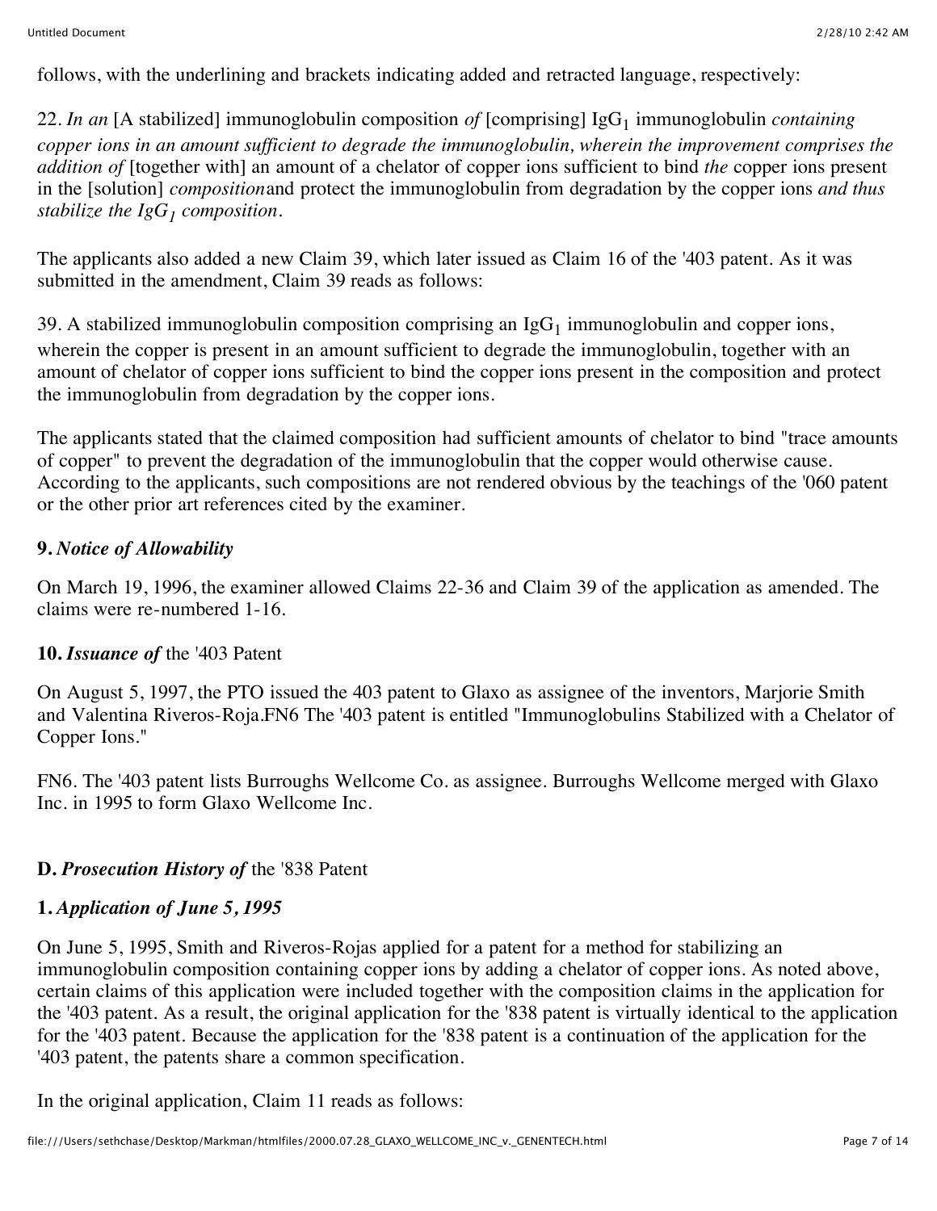follows, with the underlining and brackets indicating added and retracted language, respectively:

22. *In an* [A stabilized] immunoglobulin composition *of* [comprising] $IgG_1$ immunoglobulin *containing copper ions in an amount sufficient to degrade the immunoglobulin, wherein the improvement comprises the addition of* [together with] an amount of a chelator of copper ions sufficient to bind *the* copper ions present in the [solution] *composition*and protect the immunoglobulin from degradation by the copper ions *and thus stabilize the $IgG_1$ composition.*

The applicants also added a new Claim 39, which later issued as Claim 16 of the '403 patent. As it was submitted in the amendment, Claim 39 reads as follows:

39. A stabilized immunoglobulin composition comprising an $IgG_1$ immunoglobulin and copper ions, wherein the copper is present in an amount sufficient to degrade the immunoglobulin, together with an amount of chelator of copper ions sufficient to bind the copper ions present in the composition and protect the immunoglobulin from degradation by the copper ions.

The applicants stated that the claimed composition had sufficient amounts of chelator to bind "trace amounts of copper" to prevent the degradation of the immunoglobulin that the copper would otherwise cause. According to the applicants, such compositions are not rendered obvious by the teachings of the '060 patent or the other prior art references cited by the examiner.

**9.** ***Notice of Allowability***

On March 19, 1996, the examiner allowed Claims 22-36 and Claim 39 of the application as amended. The claims were re-numbered 1-16.

**10.** ***Issuance of*** **the '403 Patent**

On August 5, 1997, the PTO issued the 403 patent to Glaxo as assignee of the inventors, Marjorie Smith and Valentina Riveros-Roja.FN6 The '403 patent is entitled "Immunoglobulins Stabilized with a Chelator of Copper Ions."

FN6. The '403 patent lists Burroughs Wellcome Co. as assignee. Burroughs Wellcome merged with Glaxo Inc. in 1995 to form Glaxo Wellcome Inc.

**D.** ***Prosecution History of*** **the '838 Patent**

**1.** ***Application of June 5, 1995***

On June 5, 1995, Smith and Riveros-Rojas applied for a patent for a method for stabilizing an immunoglobulin composition containing copper ions by adding a chelator of copper ions. As noted above, certain claims of this application were included together with the composition claims in the application for the '403 patent. As a result, the original application for the '838 patent is virtually identical to the application for the '403 patent. Because the application for the '838 patent is a continuation of the application for the '403 patent, the patents share a common specification.

In the original application, Claim 11 reads as follows: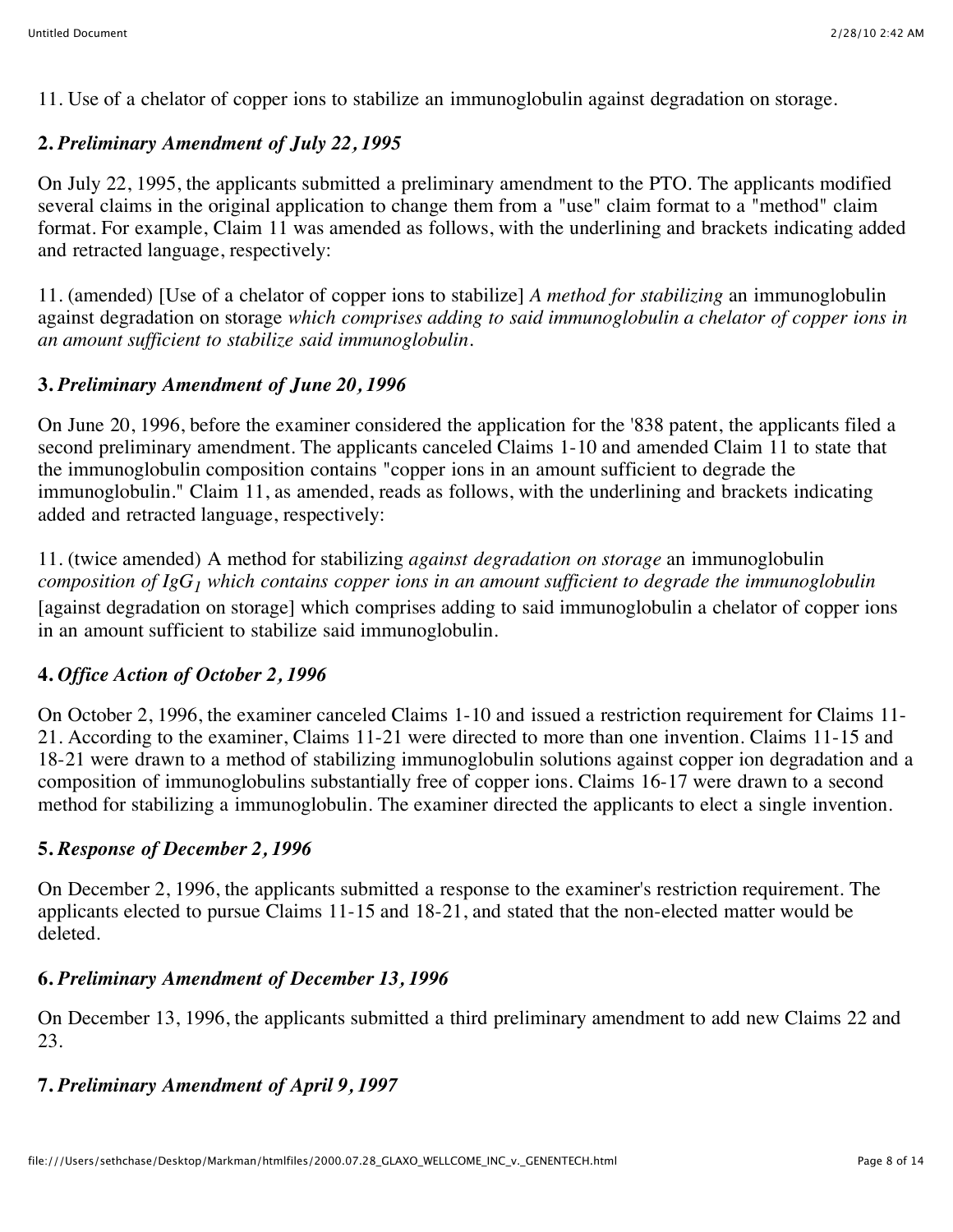11. Use of a chelator of copper ions to stabilize an immunoglobulin against degradation on storage.

**2.** ***Preliminary Amendment of July 22, 1995***

On July 22, 1995, the applicants submitted a preliminary amendment to the PTO. The applicants modified several claims in the original application to change them from a "use" claim format to a "method" claim format. For example, Claim 11 was amended as follows, with the underlining and brackets indicating added and retracted language, respectively:

11. (amended) [Use of a chelator of copper ions to stabilize] *A method for stabilizing* an immunoglobulin against degradation on storage *which comprises adding to said immunoglobulin a chelator of copper ions in an amount sufficient to stabilize said immunoglobulin.*

**3.** ***Preliminary Amendment of June 20, 1996***

On June 20, 1996, before the examiner considered the application for the '838 patent, the applicants filed a second preliminary amendment. The applicants canceled Claims 1-10 and amended Claim 11 to state that the immunoglobulin composition contains "copper ions in an amount sufficient to degrade the immunoglobulin." Claim 11, as amended, reads as follows, with the underlining and brackets indicating added and retracted language, respectively:

11. (twice amended) A method for stabilizing *against degradation on storage* an immunoglobulin *composition of $IgG_1$ which contains copper ions in an amount sufficient to degrade the immunoglobulin* [against degradation on storage] which comprises adding to said immunoglobulin a chelator of copper ions in an amount sufficient to stabilize said immunoglobulin.

**4.** ***Office Action of October 2, 1996***

On October 2, 1996, the examiner canceled Claims 1-10 and issued a restriction requirement for Claims 11-21. According to the examiner, Claims 11-21 were directed to more than one invention. Claims 11-15 and 18-21 were drawn to a method of stabilizing immunoglobulin solutions against copper ion degradation and a composition of immunoglobulins substantially free of copper ions. Claims 16-17 were drawn to a second method for stabilizing a immunoglobulin. The examiner directed the applicants to elect a single invention.

**5.** ***Response of December 2, 1996***

On December 2, 1996, the applicants submitted a response to the examiner's restriction requirement. The applicants elected to pursue Claims 11-15 and 18-21, and stated that the non-elected matter would be deleted.

**6.** ***Preliminary Amendment of December 13, 1996***

On December 13, 1996, the applicants submitted a third preliminary amendment to add new Claims 22 and 23.

**7.** ***Preliminary Amendment of April 9, 1997***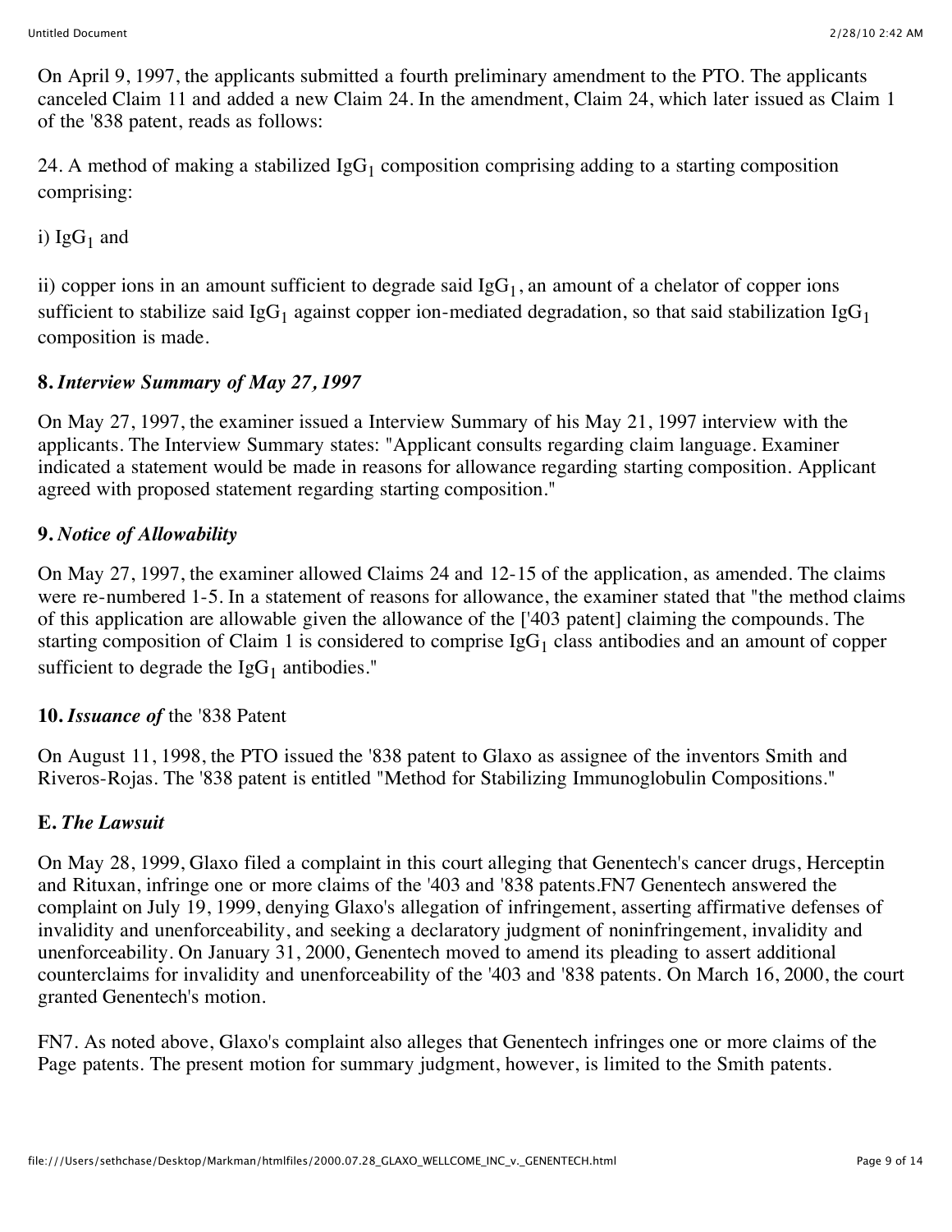On April 9, 1997, the applicants submitted a fourth preliminary amendment to the PTO. The applicants canceled Claim 11 and added a new Claim 24. In the amendment, Claim 24, which later issued as Claim 1 of the '838 patent, reads as follows:

24. A method of making a stabilized $IgG_1$ composition comprising adding to a starting composition comprising:

i) $IgG_1$ and

ii) copper ions in an amount sufficient to degrade said $IgG_1$, an amount of a chelator of copper ions sufficient to stabilize said $IgG_1$ against copper ion-mediated degradation, so that said stabilization $IgG_1$ composition is made.

### 8. *Interview Summary of May 27, 1997*

On May 27, 1997, the examiner issued a Interview Summary of his May 21, 1997 interview with the applicants. The Interview Summary states: "Applicant consults regarding claim language. Examiner indicated a statement would be made in reasons for allowance regarding starting composition. Applicant agreed with proposed statement regarding starting composition."

### 9. *Notice of Allowability*

On May 27, 1997, the examiner allowed Claims 24 and 12-15 of the application, as amended. The claims were re-numbered 1-5. In a statement of reasons for allowance, the examiner stated that "the method claims of this application are allowable given the allowance of the ['403 patent] claiming the compounds. The starting composition of Claim 1 is considered to comprise $IgG_1$ class antibodies and an amount of copper sufficient to degrade the $IgG_1$ antibodies."

### 10. *Issuance of* the '838 Patent

On August 11, 1998, the PTO issued the '838 patent to Glaxo as assignee of the inventors Smith and Riveros-Rojas. The '838 patent is entitled "Method for Stabilizing Immunoglobulin Compositions."

### E. *The Lawsuit*

On May 28, 1999, Glaxo filed a complaint in this court alleging that Genentech's cancer drugs, Herceptin and Rituxan, infringe one or more claims of the '403 and '838 patents.FN7 Genentech answered the complaint on July 19, 1999, denying Glaxo's allegation of infringement, asserting affirmative defenses of invalidity and unenforceability, and seeking a declaratory judgment of noninfringement, invalidity and unenforceability. On January 31, 2000, Genentech moved to amend its pleading to assert additional counterclaims for invalidity and unenforceability of the '403 and '838 patents. On March 16, 2000, the court granted Genentech's motion.

FN7. As noted above, Glaxo's complaint also alleges that Genentech infringes one or more claims of the Page patents. The present motion for summary judgment, however, is limited to the Smith patents.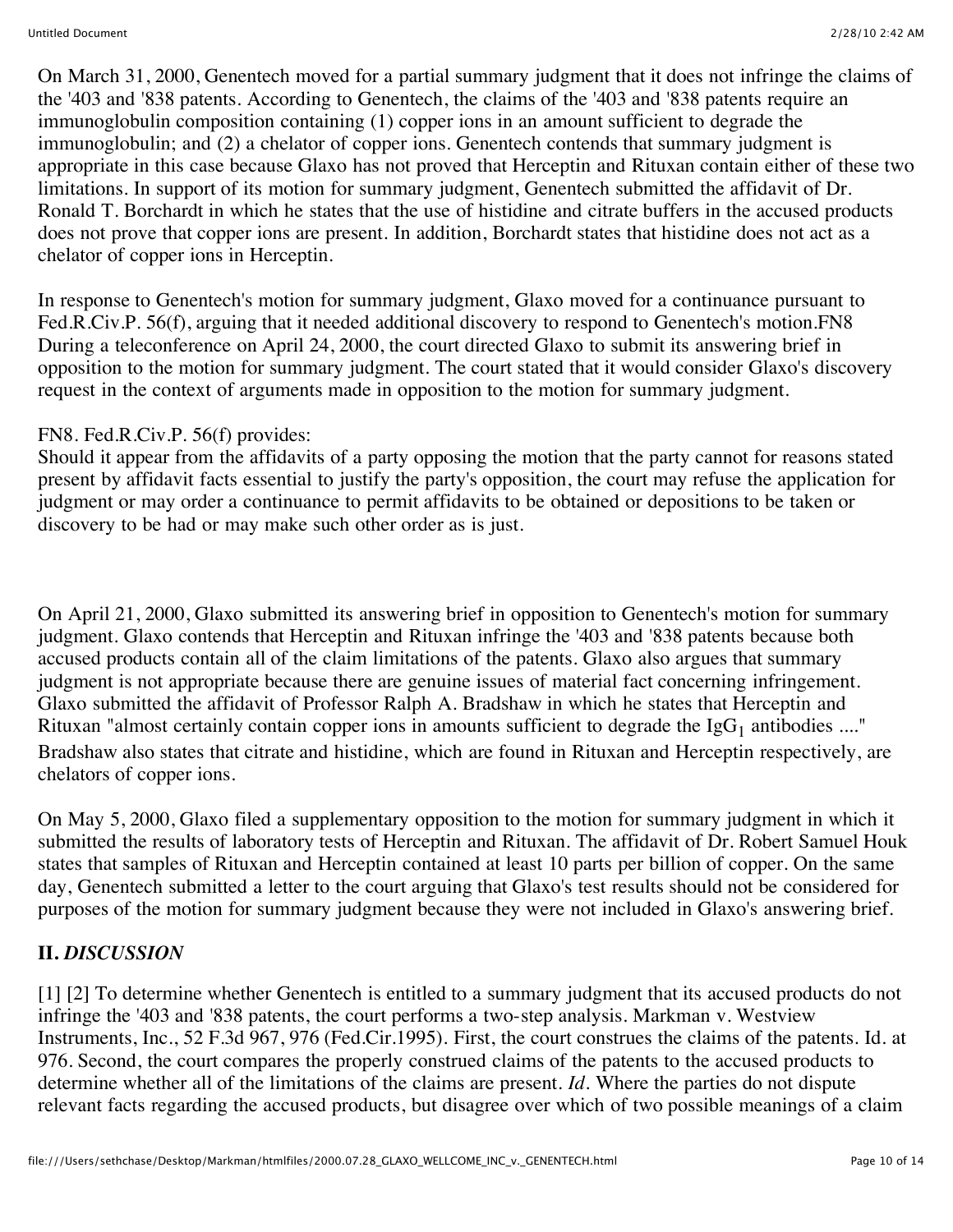On March 31, 2000, Genentech moved for a partial summary judgment that it does not infringe the claims of the '403 and '838 patents. According to Genentech, the claims of the '403 and '838 patents require an immunoglobulin composition containing (1) copper ions in an amount sufficient to degrade the immunoglobulin; and (2) a chelator of copper ions. Genentech contends that summary judgment is appropriate in this case because Glaxo has not proved that Herceptin and Rituxan contain either of these two limitations. In support of its motion for summary judgment, Genentech submitted the affidavit of Dr. Ronald T. Borchardt in which he states that the use of histidine and citrate buffers in the accused products does not prove that copper ions are present. In addition, Borchardt states that histidine does not act as a chelator of copper ions in Herceptin.

In response to Genentech's motion for summary judgment, Glaxo moved for a continuance pursuant to Fed.R.Civ.P. 56(f), arguing that it needed additional discovery to respond to Genentech's motion.FN8 During a teleconference on April 24, 2000, the court directed Glaxo to submit its answering brief in opposition to the motion for summary judgment. The court stated that it would consider Glaxo's discovery request in the context of arguments made in opposition to the motion for summary judgment.

FN8. Fed.R.Civ.P. 56(f) provides:
Should it appear from the affidavits of a party opposing the motion that the party cannot for reasons stated present by affidavit facts essential to justify the party's opposition, the court may refuse the application for judgment or may order a continuance to permit affidavits to be obtained or depositions to be taken or discovery to be had or may make such other order as is just.

On April 21, 2000, Glaxo submitted its answering brief in opposition to Genentech's motion for summary judgment. Glaxo contends that Herceptin and Rituxan infringe the '403 and '838 patents because both accused products contain all of the claim limitations of the patents. Glaxo also argues that summary judgment is not appropriate because there are genuine issues of material fact concerning infringement. Glaxo submitted the affidavit of Professor Ralph A. Bradshaw in which he states that Herceptin and Rituxan "almost certainly contain copper ions in amounts sufficient to degrade the $IgG_1$ antibodies ...." Bradshaw also states that citrate and histidine, which are found in Rituxan and Herceptin respectively, are chelators of copper ions.

On May 5, 2000, Glaxo filed a supplementary opposition to the motion for summary judgment in which it submitted the results of laboratory tests of Herceptin and Rituxan. The affidavit of Dr. Robert Samuel Houk states that samples of Rituxan and Herceptin contained at least 10 parts per billion of copper. On the same day, Genentech submitted a letter to the court arguing that Glaxo's test results should not be considered for purposes of the motion for summary judgment because they were not included in Glaxo's answering brief.

## II. *DISCUSSION*

[1] [2] To determine whether Genentech is entitled to a summary judgment that its accused products do not infringe the '403 and '838 patents, the court performs a two-step analysis. Markman v. Westview Instruments, Inc., 52 F.3d 967, 976 (Fed.Cir.1995). First, the court construes the claims of the patents. Id. at 976. Second, the court compares the properly construed claims of the patents to the accused products to determine whether all of the limitations of the claims are present. *Id*. Where the parties do not dispute relevant facts regarding the accused products, but disagree over which of two possible meanings of a claim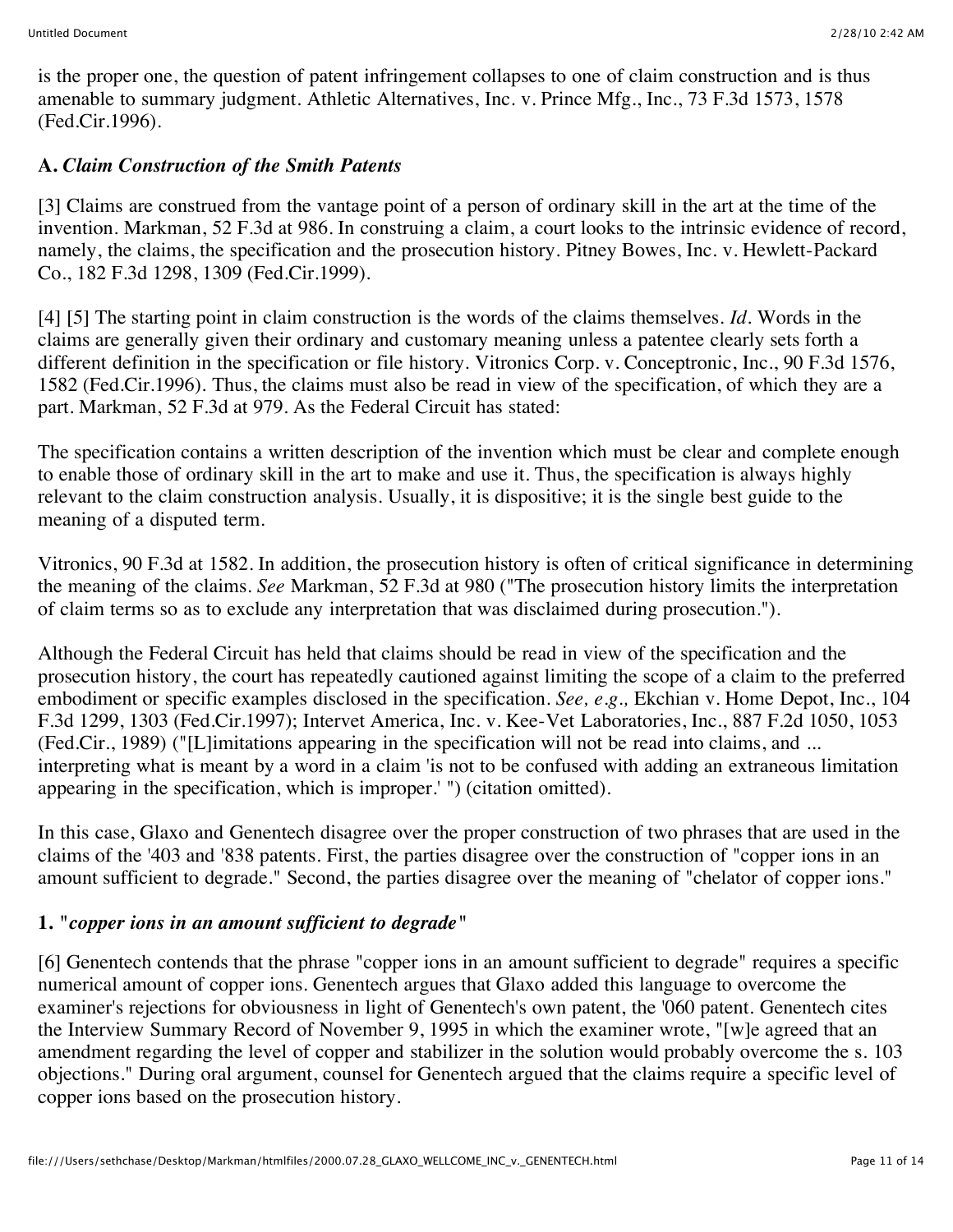is the proper one, the question of patent infringement collapses to one of claim construction and is thus amenable to summary judgment. Athletic Alternatives, Inc. v. Prince Mfg., Inc., 73 F.3d 1573, 1578 (Fed.Cir.1996).

### A. *Claim Construction of the Smith Patents*

[3] Claims are construed from the vantage point of a person of ordinary skill in the art at the time of the invention. Markman, 52 F.3d at 986. In construing a claim, a court looks to the intrinsic evidence of record, namely, the claims, the specification and the prosecution history. Pitney Bowes, Inc. v. Hewlett-Packard Co., 182 F.3d 1298, 1309 (Fed.Cir.1999).

[4] [5] The starting point in claim construction is the words of the claims themselves. *Id*. Words in the claims are generally given their ordinary and customary meaning unless a patentee clearly sets forth a different definition in the specification or file history. Vitronics Corp. v. Conceptronic, Inc., 90 F.3d 1576, 1582 (Fed.Cir.1996). Thus, the claims must also be read in view of the specification, of which they are a part. Markman, 52 F.3d at 979. As the Federal Circuit has stated:

The specification contains a written description of the invention which must be clear and complete enough to enable those of ordinary skill in the art to make and use it. Thus, the specification is always highly relevant to the claim construction analysis. Usually, it is dispositive; it is the single best guide to the meaning of a disputed term.

Vitronics, 90 F.3d at 1582. In addition, the prosecution history is often of critical significance in determining the meaning of the claims. *See* Markman, 52 F.3d at 980 ("The prosecution history limits the interpretation of claim terms so as to exclude any interpretation that was disclaimed during prosecution.").

Although the Federal Circuit has held that claims should be read in view of the specification and the prosecution history, the court has repeatedly cautioned against limiting the scope of a claim to the preferred embodiment or specific examples disclosed in the specification. *See, e.g.,* Ekchian v. Home Depot, Inc., 104 F.3d 1299, 1303 (Fed.Cir.1997); Intervet America, Inc. v. Kee-Vet Laboratories, Inc., 887 F.2d 1050, 1053 (Fed.Cir., 1989) ("[L]imitations appearing in the specification will not be read into claims, and ... interpreting what is meant by a word in a claim 'is not to be confused with adding an extraneous limitation appearing in the specification, which is improper.' ") (citation omitted).

In this case, Glaxo and Genentech disagree over the proper construction of two phrases that are used in the claims of the '403 and '838 patents. First, the parties disagree over the construction of "copper ions in an amount sufficient to degrade." Second, the parties disagree over the meaning of "chelator of copper ions."

#### 1. "*copper ions in an amount sufficient to degrade*"

[6] Genentech contends that the phrase "copper ions in an amount sufficient to degrade" requires a specific numerical amount of copper ions. Genentech argues that Glaxo added this language to overcome the examiner's rejections for obviousness in light of Genentech's own patent, the '060 patent. Genentech cites the Interview Summary Record of November 9, 1995 in which the examiner wrote, "[w]e agreed that an amendment regarding the level of copper and stabilizer in the solution would probably overcome the s. 103 objections." During oral argument, counsel for Genentech argued that the claims require a specific level of copper ions based on the prosecution history.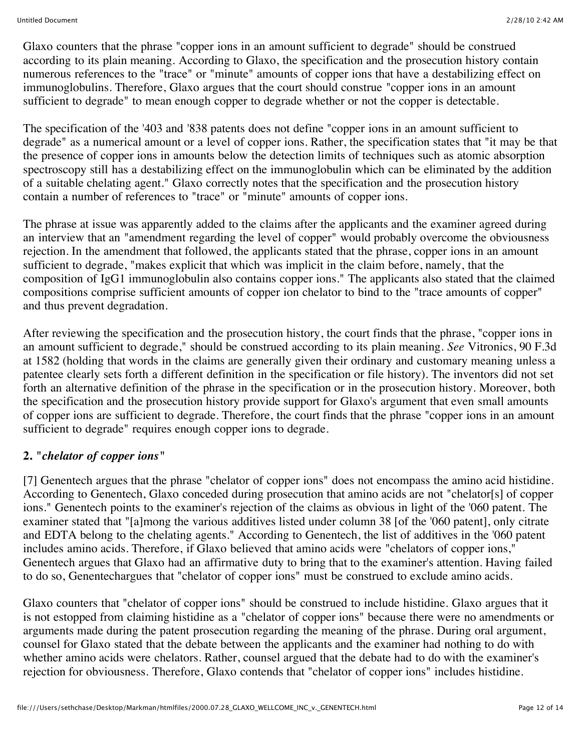Glaxo counters that the phrase "copper ions in an amount sufficient to degrade" should be construed according to its plain meaning. According to Glaxo, the specification and the prosecution history contain numerous references to the "trace" or "minute" amounts of copper ions that have a destabilizing effect on immunoglobulins. Therefore, Glaxo argues that the court should construe "copper ions in an amount sufficient to degrade" to mean enough copper to degrade whether or not the copper is detectable.

The specification of the '403 and '838 patents does not define "copper ions in an amount sufficient to degrade" as a numerical amount or a level of copper ions. Rather, the specification states that "it may be that the presence of copper ions in amounts below the detection limits of techniques such as atomic absorption spectroscopy still has a destabilizing effect on the immunoglobulin which can be eliminated by the addition of a suitable chelating agent." Glaxo correctly notes that the specification and the prosecution history contain a number of references to "trace" or "minute" amounts of copper ions.

The phrase at issue was apparently added to the claims after the applicants and the examiner agreed during an interview that an "amendment regarding the level of copper" would probably overcome the obviousness rejection. In the amendment that followed, the applicants stated that the phrase, copper ions in an amount sufficient to degrade, "makes explicit that which was implicit in the claim before, namely, that the composition of IgG1 immunoglobulin also contains copper ions." The applicants also stated that the claimed compositions comprise sufficient amounts of copper ion chelator to bind to the "trace amounts of copper" and thus prevent degradation.

After reviewing the specification and the prosecution history, the court finds that the phrase, "copper ions in an amount sufficient to degrade," should be construed according to its plain meaning. *See* Vitronics, 90 F.3d at 1582 (holding that words in the claims are generally given their ordinary and customary meaning unless a patentee clearly sets forth a different definition in the specification or file history). The inventors did not set forth an alternative definition of the phrase in the specification or in the prosecution history. Moreover, both the specification and the prosecution history provide support for Glaxo's argument that even small amounts of copper ions are sufficient to degrade. Therefore, the court finds that the phrase "copper ions in an amount sufficient to degrade" requires enough copper ions to degrade.

**2. "*chelator of copper ions*"**

[7] Genentech argues that the phrase "chelator of copper ions" does not encompass the amino acid histidine. According to Genentech, Glaxo conceded during prosecution that amino acids are not "chelator[s] of copper ions." Genentech points to the examiner's rejection of the claims as obvious in light of the '060 patent. The examiner stated that "[a]mong the various additives listed under column 38 [of the '060 patent], only citrate and EDTA belong to the chelating agents." According to Genentech, the list of additives in the '060 patent includes amino acids. Therefore, if Glaxo believed that amino acids were "chelators of copper ions," Genentech argues that Glaxo had an affirmative duty to bring that to the examiner's attention. Having failed to do so, Genentechargues that "chelator of copper ions" must be construed to exclude amino acids.

Glaxo counters that "chelator of copper ions" should be construed to include histidine. Glaxo argues that it is not estopped from claiming histidine as a "chelator of copper ions" because there were no amendments or arguments made during the patent prosecution regarding the meaning of the phrase. During oral argument, counsel for Glaxo stated that the debate between the applicants and the examiner had nothing to do with whether amino acids were chelators. Rather, counsel argued that the debate had to do with the examiner's rejection for obviousness. Therefore, Glaxo contends that "chelator of copper ions" includes histidine.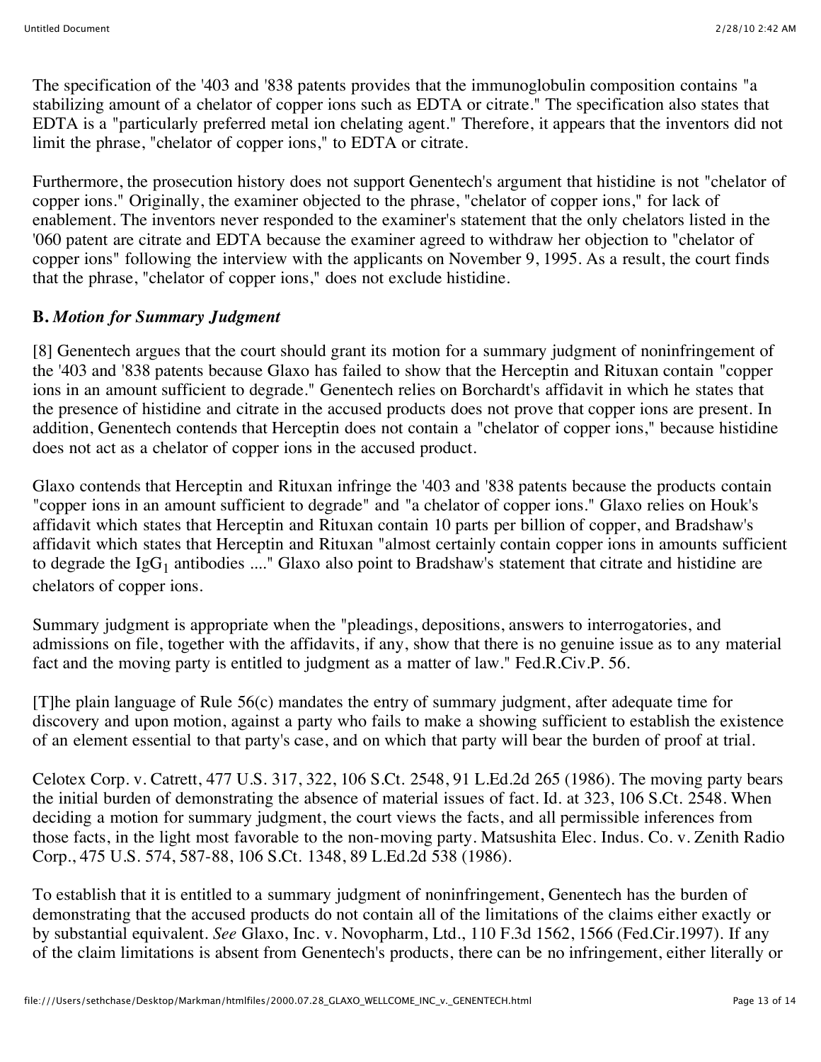The specification of the '403 and '838 patents provides that the immunoglobulin composition contains "a stabilizing amount of a chelator of copper ions such as EDTA or citrate." The specification also states that EDTA is a "particularly preferred metal ion chelating agent." Therefore, it appears that the inventors did not limit the phrase, "chelator of copper ions," to EDTA or citrate.

Furthermore, the prosecution history does not support Genentech's argument that histidine is not "chelator of copper ions." Originally, the examiner objected to the phrase, "chelator of copper ions," for lack of enablement. The inventors never responded to the examiner's statement that the only chelators listed in the '060 patent are citrate and EDTA because the examiner agreed to withdraw her objection to "chelator of copper ions" following the interview with the applicants on November 9, 1995. As a result, the court finds that the phrase, "chelator of copper ions," does not exclude histidine.

**B.** ***Motion for Summary Judgment***

[8] Genentech argues that the court should grant its motion for a summary judgment of noninfringement of the '403 and '838 patents because Glaxo has failed to show that the Herceptin and Rituxan contain "copper ions in an amount sufficient to degrade." Genentech relies on Borchardt's affidavit in which he states that the presence of histidine and citrate in the accused products does not prove that copper ions are present. In addition, Genentech contends that Herceptin does not contain a "chelator of copper ions," because histidine does not act as a chelator of copper ions in the accused product.

Glaxo contends that Herceptin and Rituxan infringe the '403 and '838 patents because the products contain "copper ions in an amount sufficient to degrade" and "a chelator of copper ions." Glaxo relies on Houk's affidavit which states that Herceptin and Rituxan contain 10 parts per billion of copper, and Bradshaw's affidavit which states that Herceptin and Rituxan "almost certainly contain copper ions in amounts sufficient to degrade the $IgG_1$ antibodies ...." Glaxo also point to Bradshaw's statement that citrate and histidine are chelators of copper ions.

Summary judgment is appropriate when the "pleadings, depositions, answers to interrogatories, and admissions on file, together with the affidavits, if any, show that there is no genuine issue as to any material fact and the moving party is entitled to judgment as a matter of law." Fed.R.Civ.P. 56.

[T]he plain language of Rule 56(c) mandates the entry of summary judgment, after adequate time for discovery and upon motion, against a party who fails to make a showing sufficient to establish the existence of an element essential to that party's case, and on which that party will bear the burden of proof at trial.

Celotex Corp. v. Catrett, 477 U.S. 317, 322, 106 S.Ct. 2548, 91 L.Ed.2d 265 (1986). The moving party bears the initial burden of demonstrating the absence of material issues of fact. Id. at 323, 106 S.Ct. 2548. When deciding a motion for summary judgment, the court views the facts, and all permissible inferences from those facts, in the light most favorable to the non-moving party. Matsushita Elec. Indus. Co. v. Zenith Radio Corp., 475 U.S. 574, 587-88, 106 S.Ct. 1348, 89 L.Ed.2d 538 (1986).

To establish that it is entitled to a summary judgment of noninfringement, Genentech has the burden of demonstrating that the accused products do not contain all of the limitations of the claims either exactly or by substantial equivalent. *See* Glaxo, Inc. v. Novopharm, Ltd., 110 F.3d 1562, 1566 (Fed.Cir.1997). If any of the claim limitations is absent from Genentech's products, there can be no infringement, either literally or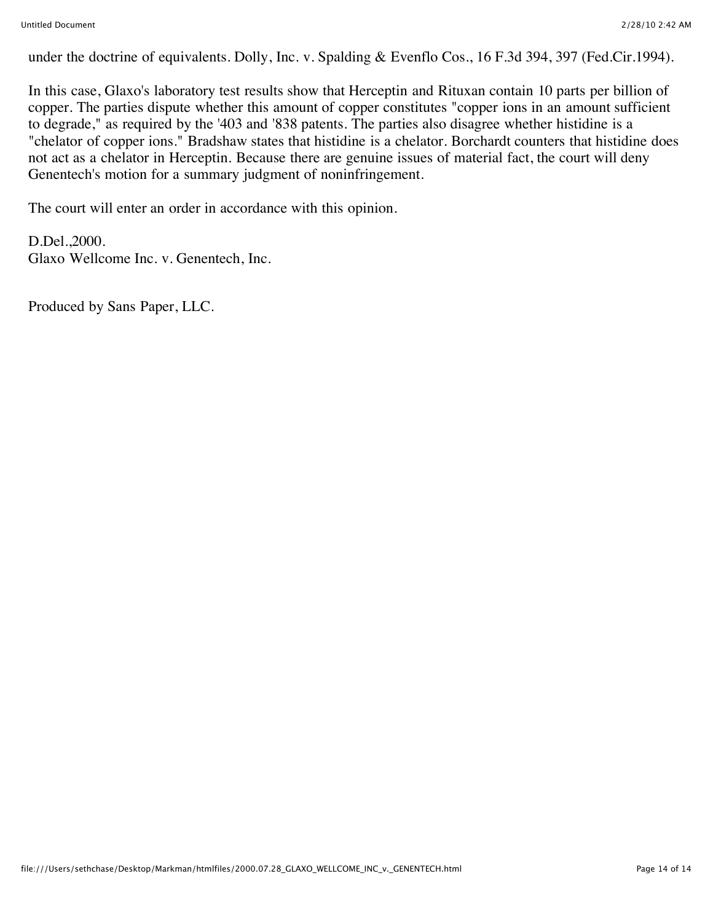under the doctrine of equivalents. Dolly, Inc. v. Spalding & Evenflo Cos., 16 F.3d 394, 397 (Fed.Cir.1994).

In this case, Glaxo's laboratory test results show that Herceptin and Rituxan contain 10 parts per billion of copper. The parties dispute whether this amount of copper constitutes "copper ions in an amount sufficient to degrade," as required by the '403 and '838 patents. The parties also disagree whether histidine is a "chelator of copper ions." Bradshaw states that histidine is a chelator. Borchardt counters that histidine does not act as a chelator in Herceptin. Because there are genuine issues of material fact, the court will deny Genentech's motion for a summary judgment of noninfringement.

The court will enter an order in accordance with this opinion.

D.Del.,2000.
Glaxo Wellcome Inc. v. Genentech, Inc.

Produced by Sans Paper, LLC.